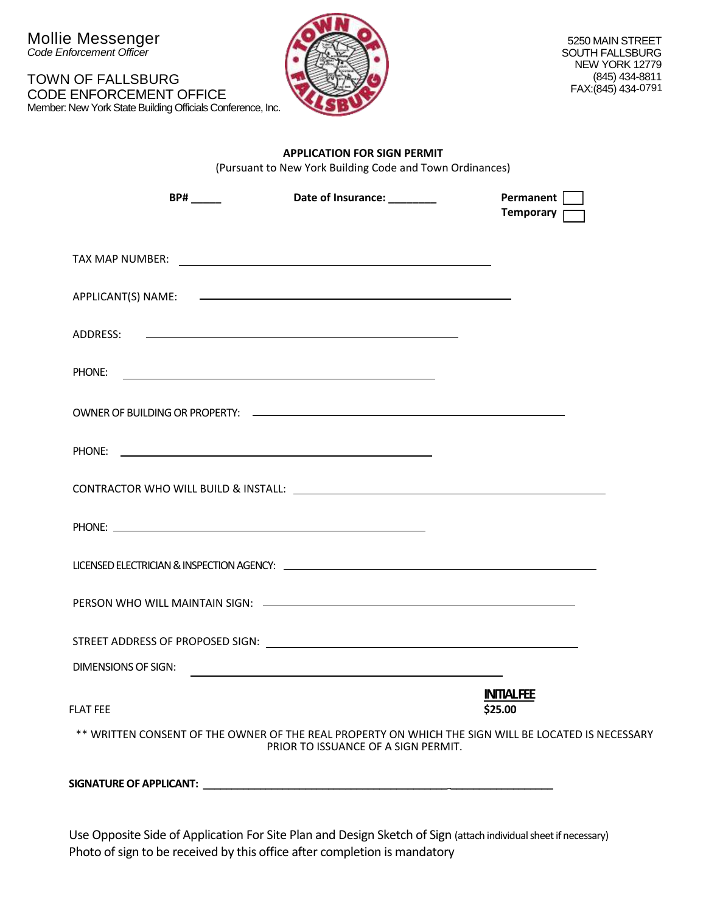Mollie Messenger
*Code Enforcement Officer*

TOWN OF FALLSBURG
CODE ENFORCEMENT OFFICE
Member: New York State Building Officials Conference, Inc.

5250 MAIN STREET
SOUTH FALLSBURG
NEW YORK 12779
(845) 434-8811
FAX:(845) 434-0791

**APPLICATION FOR SIGN PERMIT**
(Pursuant to New York Building Code and Town Ordinances)

**BP#** _____ **Date of Insurance:** ________ **Permanent** ☐ **Temporary** ☐

TAX MAP NUMBER: ______________________________

APPLICANT(S) NAME: ______________________________

ADDRESS: ______________________________

PHONE: ______________________________

OWNER OF BUILDING OR PROPERTY: ______________________________

PHONE: ______________________________

CONTRACTOR WHO WILL BUILD & INSTALL: ______________________________

PHONE: ______________________________

LICENSED ELECTRICIAN & INSPECTION AGENCY: ______________________________

PERSON WHO WILL MAINTAIN SIGN: ______________________________

STREET ADDRESS OF PROPOSED SIGN: ______________________________

DIMENSIONS OF SIGN: ______________________________

FLAT FEE **INITIAL FEE** **$25.00**

** WRITTEN CONSENT OF THE OWNER OF THE REAL PROPERTY ON WHICH THE SIGN WILL BE LOCATED IS NECESSARY PRIOR TO ISSUANCE OF A SIGN PERMIT.

**SIGNATURE OF APPLICANT:** ______________________________

Use Opposite Side of Application For Site Plan and Design Sketch of Sign (attach individual sheet if necessary)
Photo of sign to be received by this office after completion is mandatory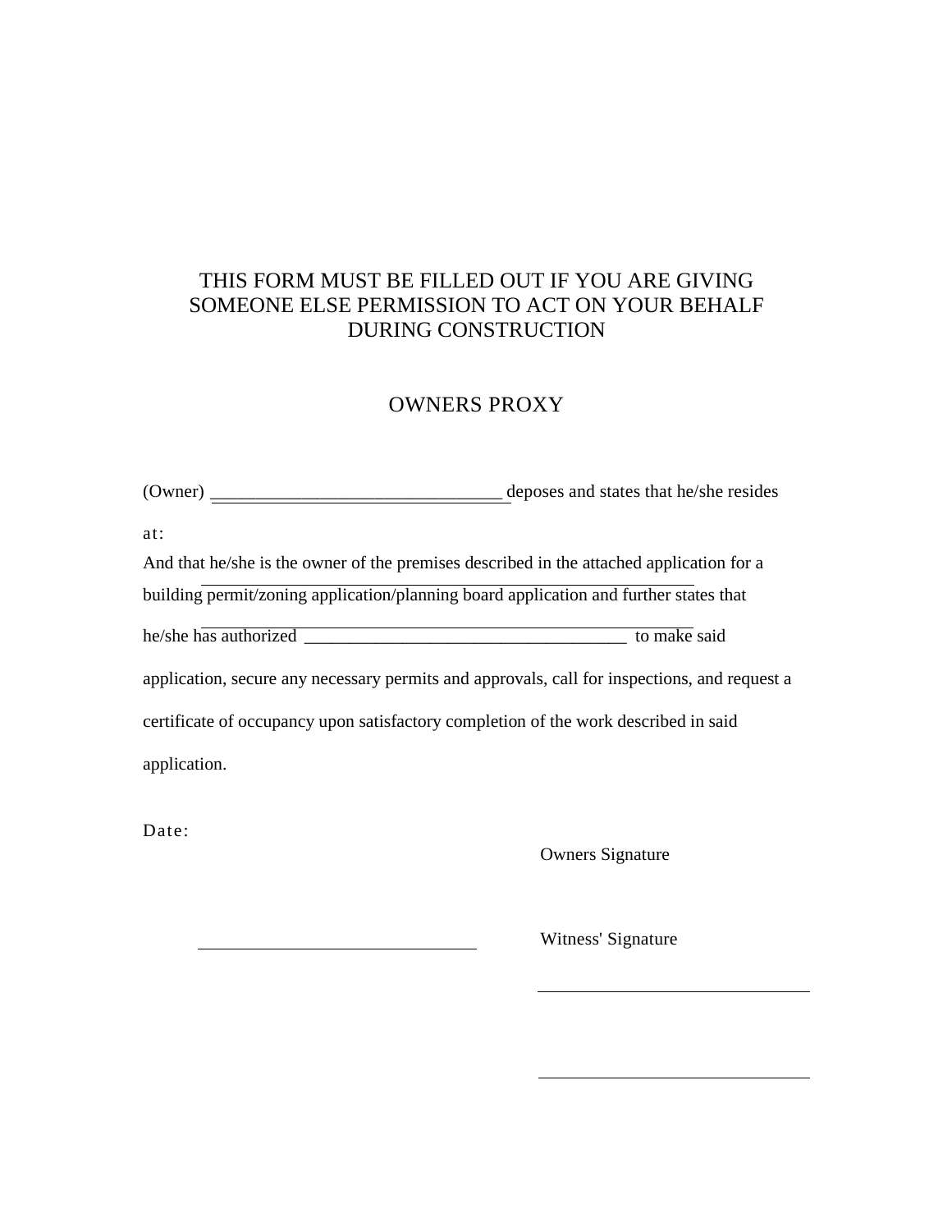THIS FORM MUST BE FILLED OUT IF YOU ARE GIVING SOMEONE ELSE PERMISSION TO ACT ON YOUR BEHALF DURING CONSTRUCTION

# OWNERS PROXY

(Owner) ________________________________ deposes and states that he/she resides

at:

And that he/she is the owner of the premises described in the attached application for a building permit/zoning application/planning board application and further states that

he/she has authorized ____________________________________ to make said

application, secure any necessary permits and approvals, call for inspections, and request a

certificate of occupancy upon satisfactory completion of the work described in said

application.

Date:

Owners Signature

Witness' Signature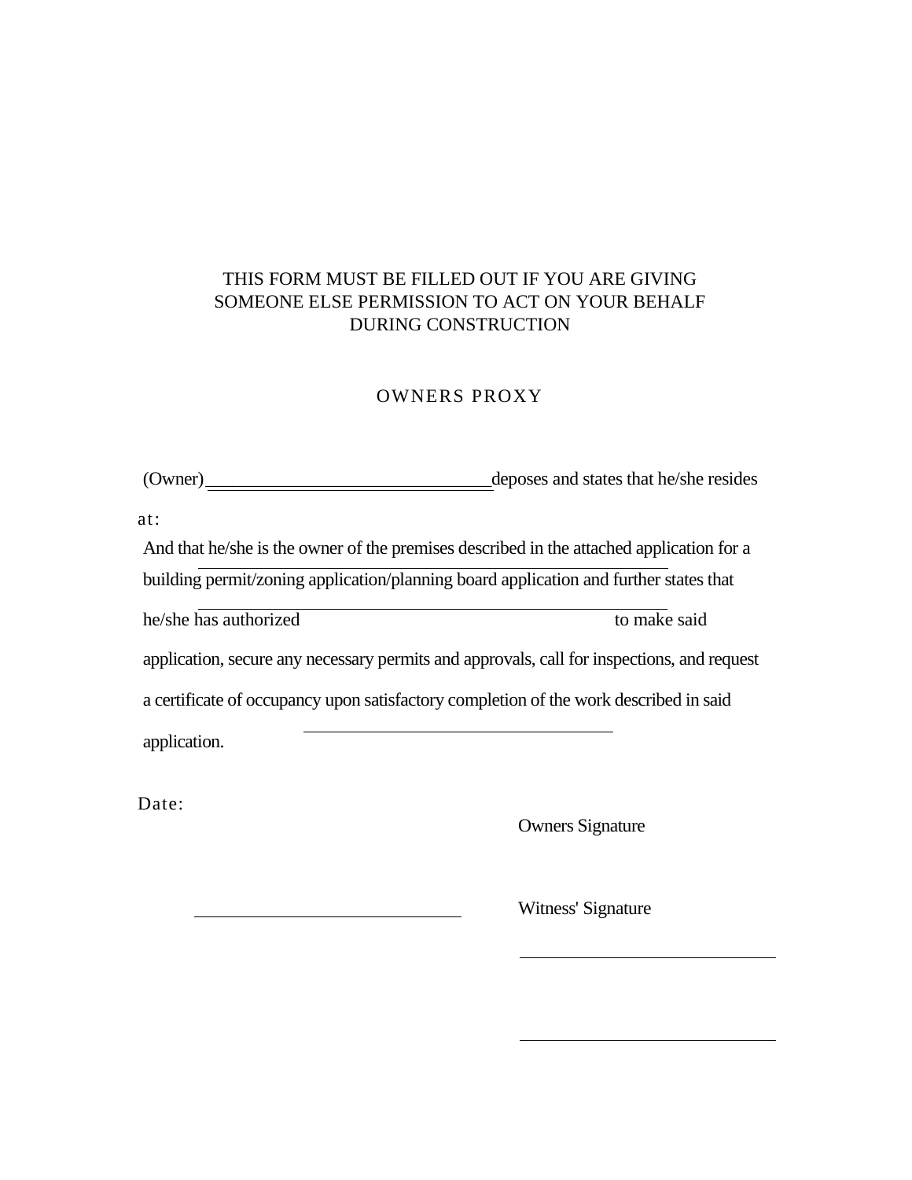THIS FORM MUST BE FILLED OUT IF YOU ARE GIVING SOMEONE ELSE PERMISSION TO ACT ON YOUR BEHALF DURING CONSTRUCTION

## OWNERS PROXY

(Owner) ______________________________ deposes and states that he/she resides at: ______________________________

And that he/she is the owner of the premises described in the attached application for a building permit/zoning application/planning board application and further states that he/she has authorized ______________________________ to make said application, secure any necessary permits and approvals, call for inspections, and request a certificate of occupancy upon satisfactory completion of the work described in said application.

Date: ______________________________

______________________________
Owners Signature

______________________________
Witness' Signature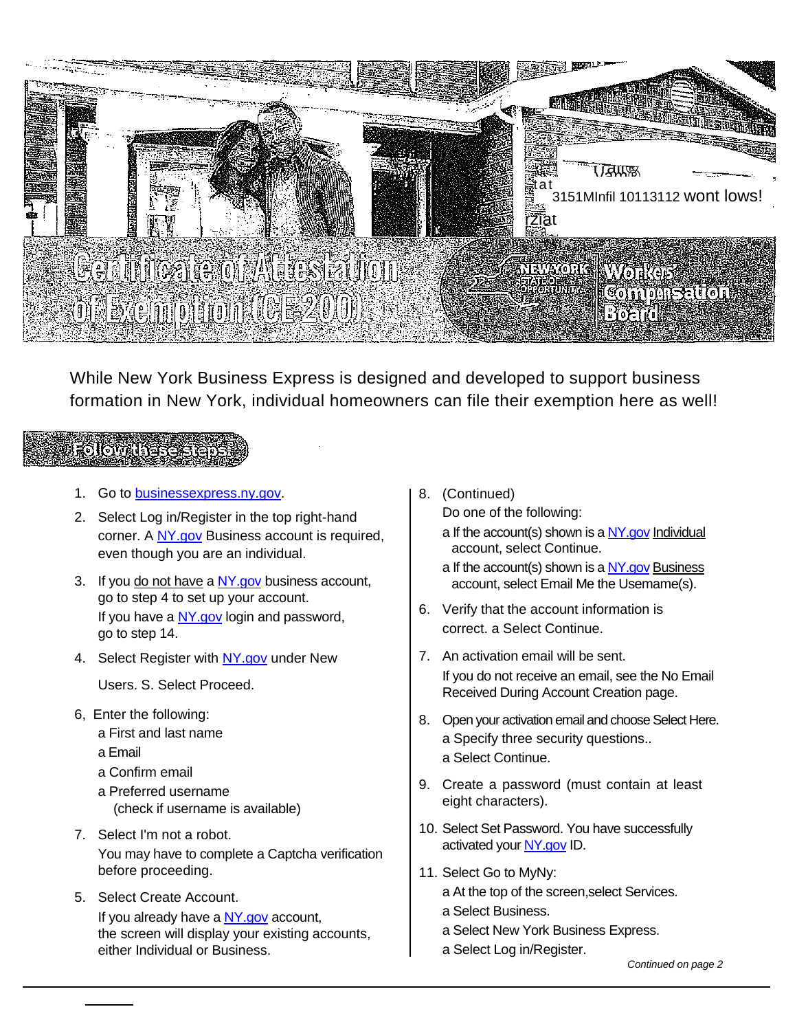# Certificate of Attestation of Exemption (CE-200)

New York State Workers' Compensation Board

While New York Business Express is designed and developed to support business formation in New York, individual homeowners can file their exemption here as well!

## Follow these steps:

1. Go to businessexpress.ny.gov.
2. Select Log in/Register in the top right-hand corner. A NY.gov Business account is required, even though you are an individual.
3. If you do not have a NY.gov business account, go to step 4 to set up your account.
   If you have a NY.gov login and password, go to step 14.
4. Select Register with NY.gov under New Users. S. Select Proceed.

6, Enter the following:
   a First and last name
   a Email
   a Confirm email
   a Preferred username
      (check if username is available)

7. Select I'm not a robot.
   You may have to complete a Captcha verification before proceeding.
5. Select Create Account.
   If you already have a NY.gov account, the screen will display your existing accounts, either Individual or Business.
8. (Continued)
   Do one of the following:
   a If the account(s) shown is a NY.gov Individual account, select Continue.
   a If the account(s) shown is a NY.gov Business account, select Email Me the Usemame(s).
6. Verify that the account information is correct. a Select Continue.
7. An activation email will be sent.
   If you do not receive an email, see the No Email Received During Account Creation page.
8. Open your activation email and choose Select Here.
   a Specify three security questions..
   a Select Continue.
9. Create a password (must contain at least eight characters).
10. Select Set Password. You have successfully activated your NY.gov ID.
11. Select Go to MyNy:
    a At the top of the screen,select Services.
    a Select Business.
    a Select New York Business Express.
    a Select Log in/Register.

*Continued on page 2*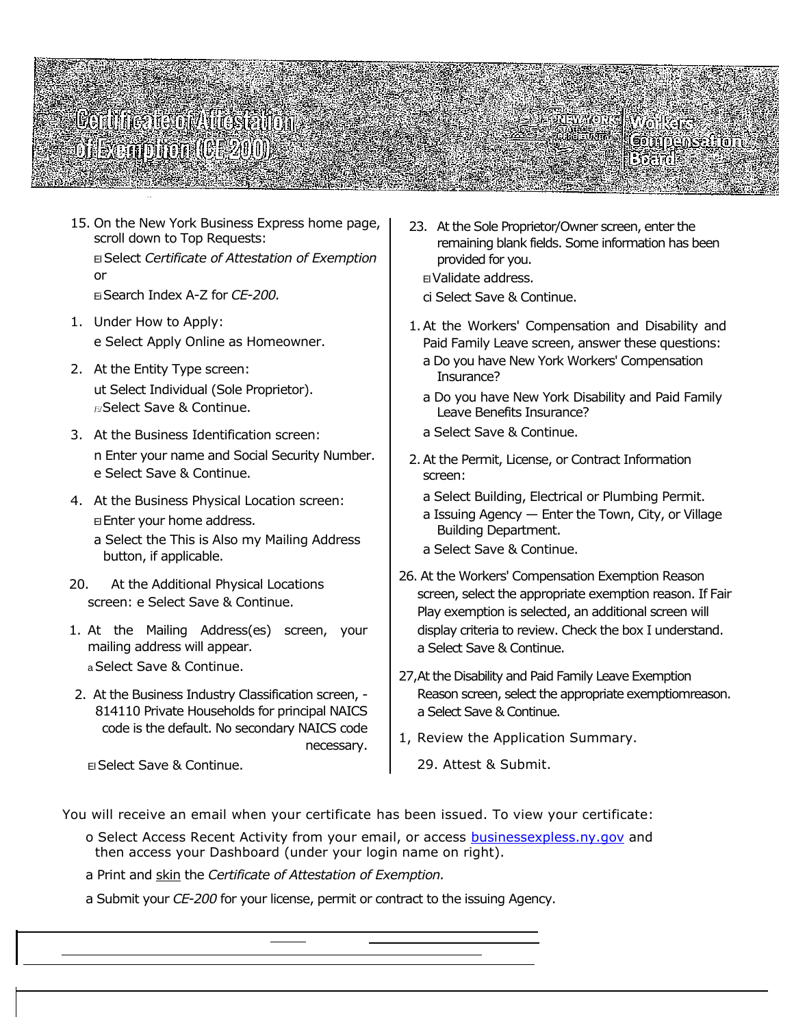# Certificate of Attestation of Exemption (CE-200)

New York State | Workers' Compensation Board

15. On the New York Business Express home page, scroll down to Top Requests:
   - Select *Certificate of Attestation of Exemption* or
   - Search Index A-Z for *CE-200.*

1. Under How to Apply:
   - Select Apply Online as Homeowner.

2. At the Entity Type screen:
   - Select Individual (Sole Proprietor).
   - Select Save & Continue.

3. At the Business Identification screen:
   - Enter your name and Social Security Number.
   - Select Save & Continue.

4. At the Business Physical Location screen:
   - Enter your home address.
   - Select the This is Also my Mailing Address button, if applicable.

20. At the Additional Physical Locations screen:
   - Select Save & Continue.

1. At the Mailing Address(es) screen, your mailing address will appear.
   - Select Save & Continue.

2. At the Business Industry Classification screen, - 814110 Private Households for principal NAICS code is the default. No secondary NAICS code necessary.
   - Select Save & Continue.

23. At the Sole Proprietor/Owner screen, enter the remaining blank fields. Some information has been provided for you.
   - Validate address.
   - Select Save & Continue.

1. At the Workers' Compensation and Disability and Paid Family Leave screen, answer these questions:
   - Do you have New York Workers' Compensation Insurance?
   - Do you have New York Disability and Paid Family Leave Benefits Insurance?
   - Select Save & Continue.

2. At the Permit, License, or Contract Information screen:
   - Select Building, Electrical or Plumbing Permit.
   - Issuing Agency — Enter the Town, City, or Village Building Department.
   - Select Save & Continue.

26. At the Workers' Compensation Exemption Reason screen, select the appropriate exemption reason. If Fair Play exemption is selected, an additional screen will display criteria to review. Check the box I understand.
   - Select Save & Continue.

27. At the Disability and Paid Family Leave Exemption Reason screen, select the appropriate exemptiomreason.
   - Select Save & Continue.

1. Review the Application Summary.

29. Attest & Submit.

You will receive an email when your certificate has been issued. To view your certificate:

- Select Access Recent Activity from your email, or access [businessexpless.ny.gov](businessexpless.ny.gov) and then access your Dashboard (under your login name on right).
- Print and skin the *Certificate of Attestation of Exemption.*
- Submit your *CE-200* for your license, permit or contract to the issuing Agency.